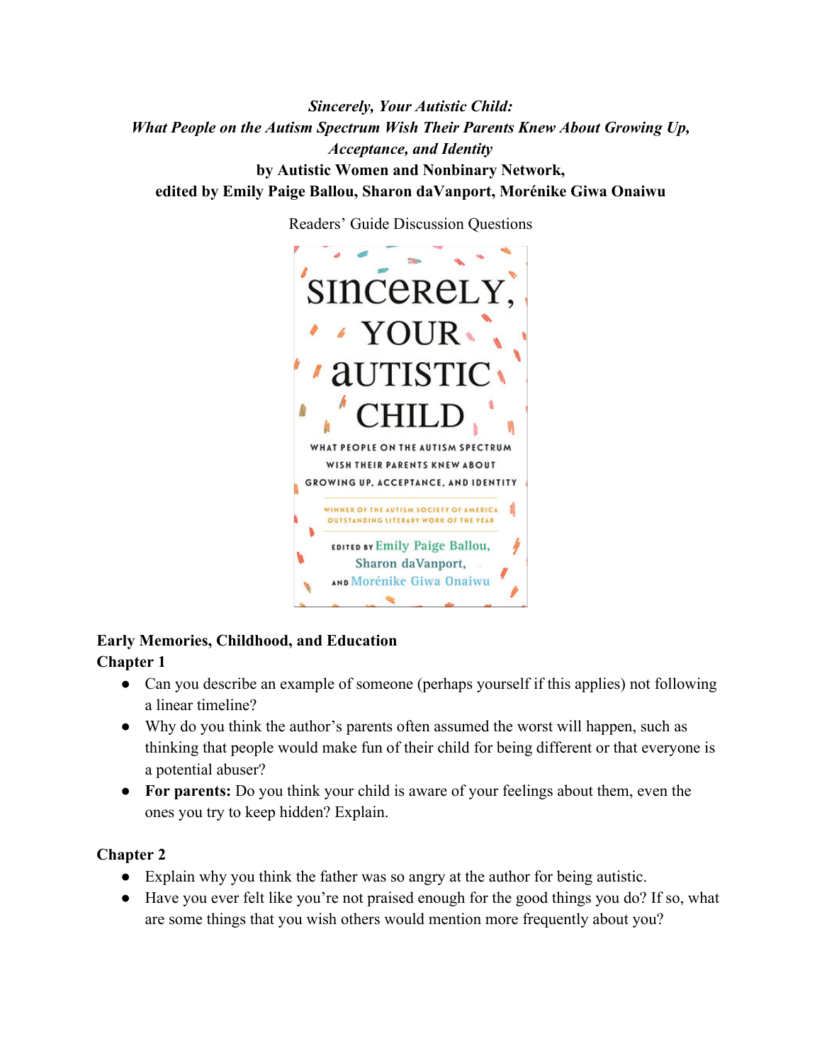***Sincerely, Your Autistic Child:***
***What People on the Autism Spectrum Wish Their Parents Knew About Growing Up, Acceptance, and Identity***
**by Autistic Women and Nonbinary Network,**
**edited by Emily Paige Ballou, Sharon daVanport, Morénike Giwa Onaiwu**

Readers' Guide Discussion Questions

### Early Memories, Childhood, and Education

#### Chapter 1

- Can you describe an example of someone (perhaps yourself if this applies) not following a linear timeline?
- Why do you think the author's parents often assumed the worst will happen, such as thinking that people would make fun of their child for being different or that everyone is a potential abuser?
- **For parents:** Do you think your child is aware of your feelings about them, even the ones you try to keep hidden? Explain.

#### Chapter 2

- Explain why you think the father was so angry at the author for being autistic.
- Have you ever felt like you're not praised enough for the good things you do? If so, what are some things that you wish others would mention more frequently about you?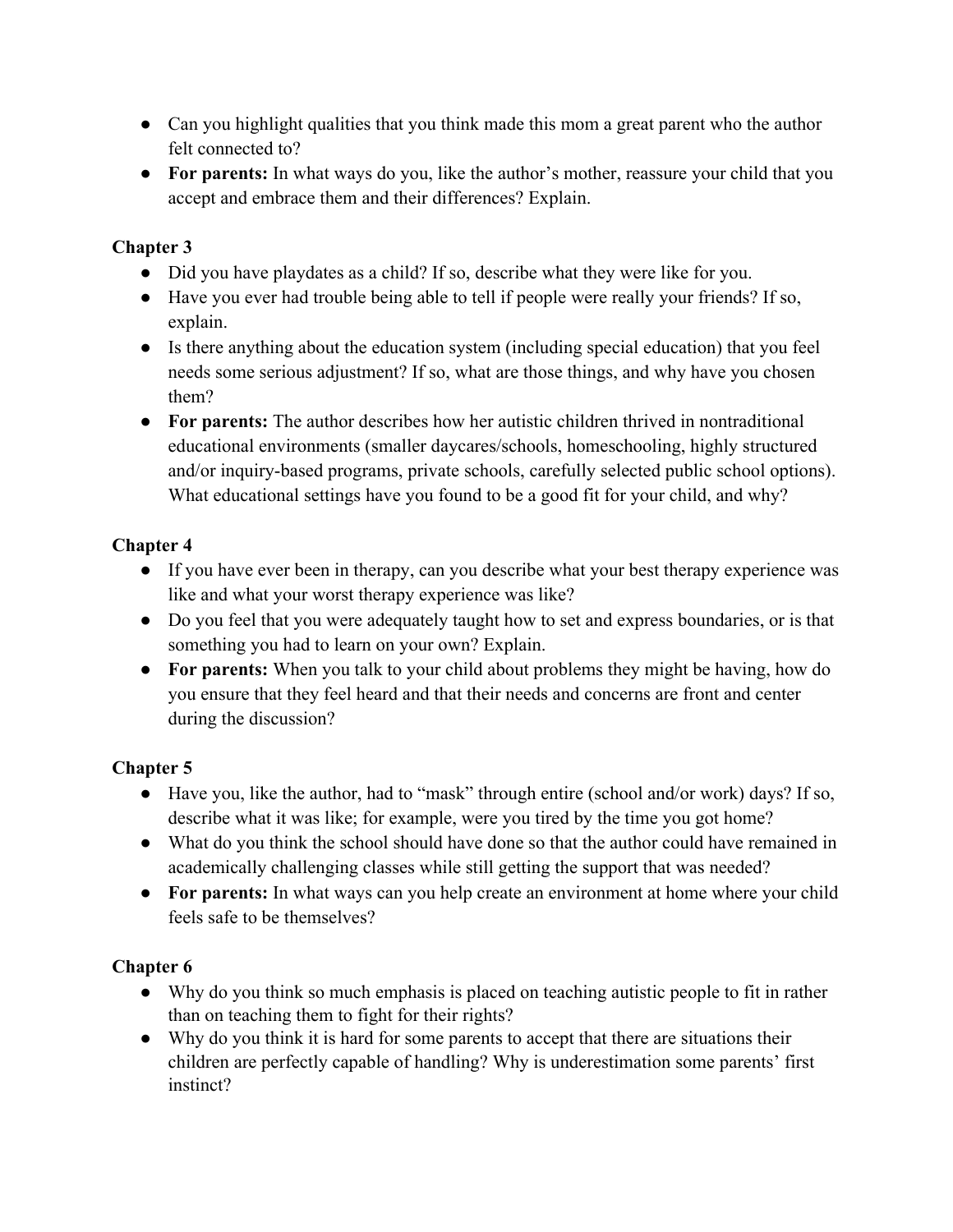- Can you highlight qualities that you think made this mom a great parent who the author felt connected to?
- **For parents:** In what ways do you, like the author's mother, reassure your child that you accept and embrace them and their differences? Explain.

**Chapter 3**

- Did you have playdates as a child? If so, describe what they were like for you.
- Have you ever had trouble being able to tell if people were really your friends? If so, explain.
- Is there anything about the education system (including special education) that you feel needs some serious adjustment? If so, what are those things, and why have you chosen them?
- **For parents:** The author describes how her autistic children thrived in nontraditional educational environments (smaller daycares/schools, homeschooling, highly structured and/or inquiry-based programs, private schools, carefully selected public school options). What educational settings have you found to be a good fit for your child, and why?

**Chapter 4**

- If you have ever been in therapy, can you describe what your best therapy experience was like and what your worst therapy experience was like?
- Do you feel that you were adequately taught how to set and express boundaries, or is that something you had to learn on your own? Explain.
- **For parents:** When you talk to your child about problems they might be having, how do you ensure that they feel heard and that their needs and concerns are front and center during the discussion?

**Chapter 5**

- Have you, like the author, had to "mask" through entire (school and/or work) days? If so, describe what it was like; for example, were you tired by the time you got home?
- What do you think the school should have done so that the author could have remained in academically challenging classes while still getting the support that was needed?
- **For parents:** In what ways can you help create an environment at home where your child feels safe to be themselves?

**Chapter 6**

- Why do you think so much emphasis is placed on teaching autistic people to fit in rather than on teaching them to fight for their rights?
- Why do you think it is hard for some parents to accept that there are situations their children are perfectly capable of handling? Why is underestimation some parents' first instinct?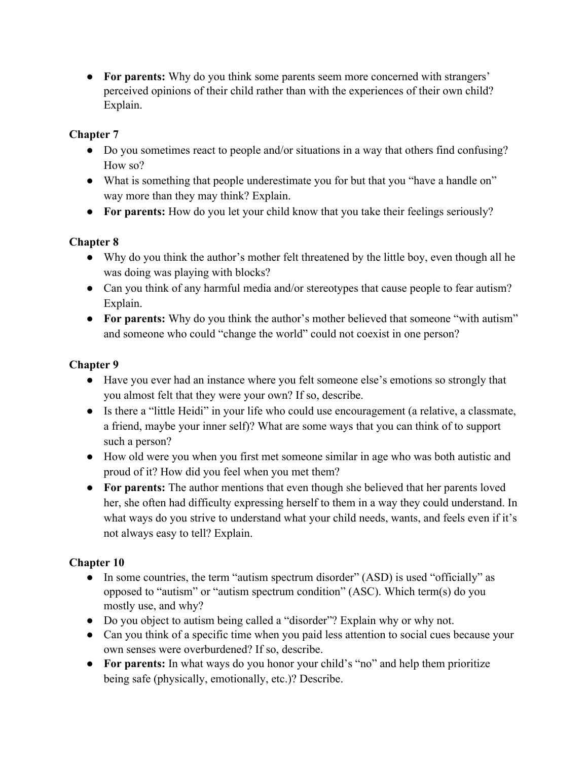- **For parents:** Why do you think some parents seem more concerned with strangers' perceived opinions of their child rather than with the experiences of their own child? Explain.

**Chapter 7**

- Do you sometimes react to people and/or situations in a way that others find confusing? How so?
- What is something that people underestimate you for but that you "have a handle on" way more than they may think? Explain.
- **For parents:** How do you let your child know that you take their feelings seriously?

**Chapter 8**

- Why do you think the author's mother felt threatened by the little boy, even though all he was doing was playing with blocks?
- Can you think of any harmful media and/or stereotypes that cause people to fear autism? Explain.
- **For parents:** Why do you think the author's mother believed that someone "with autism" and someone who could "change the world" could not coexist in one person?

**Chapter 9**

- Have you ever had an instance where you felt someone else's emotions so strongly that you almost felt that they were your own? If so, describe.
- Is there a "little Heidi" in your life who could use encouragement (a relative, a classmate, a friend, maybe your inner self)? What are some ways that you can think of to support such a person?
- How old were you when you first met someone similar in age who was both autistic and proud of it? How did you feel when you met them?
- **For parents:** The author mentions that even though she believed that her parents loved her, she often had difficulty expressing herself to them in a way they could understand. In what ways do you strive to understand what your child needs, wants, and feels even if it's not always easy to tell? Explain.

**Chapter 10**

- In some countries, the term "autism spectrum disorder" (ASD) is used "officially" as opposed to "autism" or "autism spectrum condition" (ASC). Which term(s) do you mostly use, and why?
- Do you object to autism being called a "disorder"? Explain why or why not.
- Can you think of a specific time when you paid less attention to social cues because your own senses were overburdened? If so, describe.
- **For parents:** In what ways do you honor your child's "no" and help them prioritize being safe (physically, emotionally, etc.)? Describe.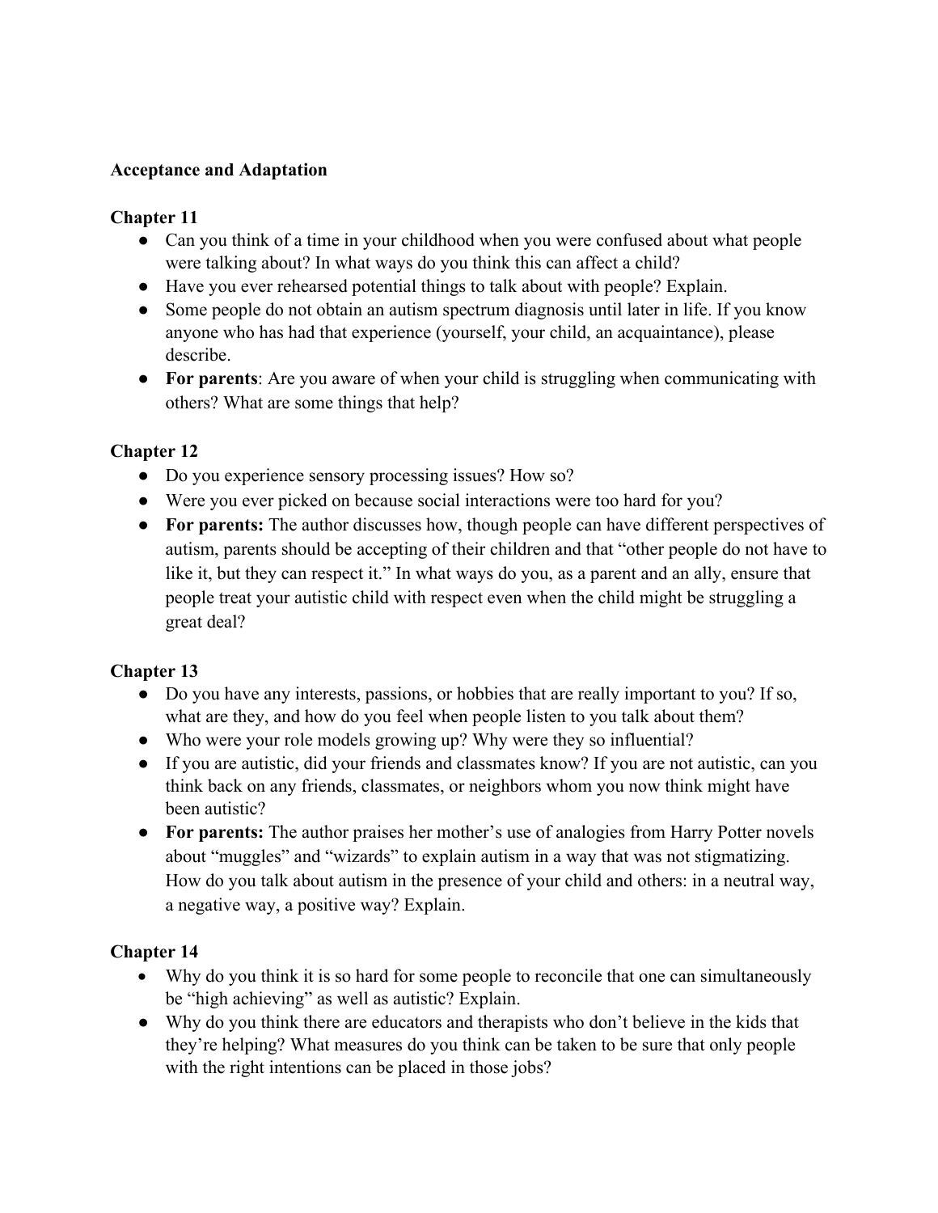**Acceptance and Adaptation**

**Chapter 11**

- Can you think of a time in your childhood when you were confused about what people were talking about? In what ways do you think this can affect a child?
- Have you ever rehearsed potential things to talk about with people? Explain.
- Some people do not obtain an autism spectrum diagnosis until later in life. If you know anyone who has had that experience (yourself, your child, an acquaintance), please describe.
- **For parents**: Are you aware of when your child is struggling when communicating with others? What are some things that help?

**Chapter 12**

- Do you experience sensory processing issues? How so?
- Were you ever picked on because social interactions were too hard for you?
- **For parents:** The author discusses how, though people can have different perspectives of autism, parents should be accepting of their children and that "other people do not have to like it, but they can respect it." In what ways do you, as a parent and an ally, ensure that people treat your autistic child with respect even when the child might be struggling a great deal?

**Chapter 13**

- Do you have any interests, passions, or hobbies that are really important to you? If so, what are they, and how do you feel when people listen to you talk about them?
- Who were your role models growing up? Why were they so influential?
- If you are autistic, did your friends and classmates know? If you are not autistic, can you think back on any friends, classmates, or neighbors whom you now think might have been autistic?
- **For parents:** The author praises her mother's use of analogies from Harry Potter novels about "muggles" and "wizards" to explain autism in a way that was not stigmatizing. How do you talk about autism in the presence of your child and others: in a neutral way, a negative way, a positive way? Explain.

**Chapter 14**

- Why do you think it is so hard for some people to reconcile that one can simultaneously be "high achieving" as well as autistic? Explain.
- Why do you think there are educators and therapists who don't believe in the kids that they're helping? What measures do you think can be taken to be sure that only people with the right intentions can be placed in those jobs?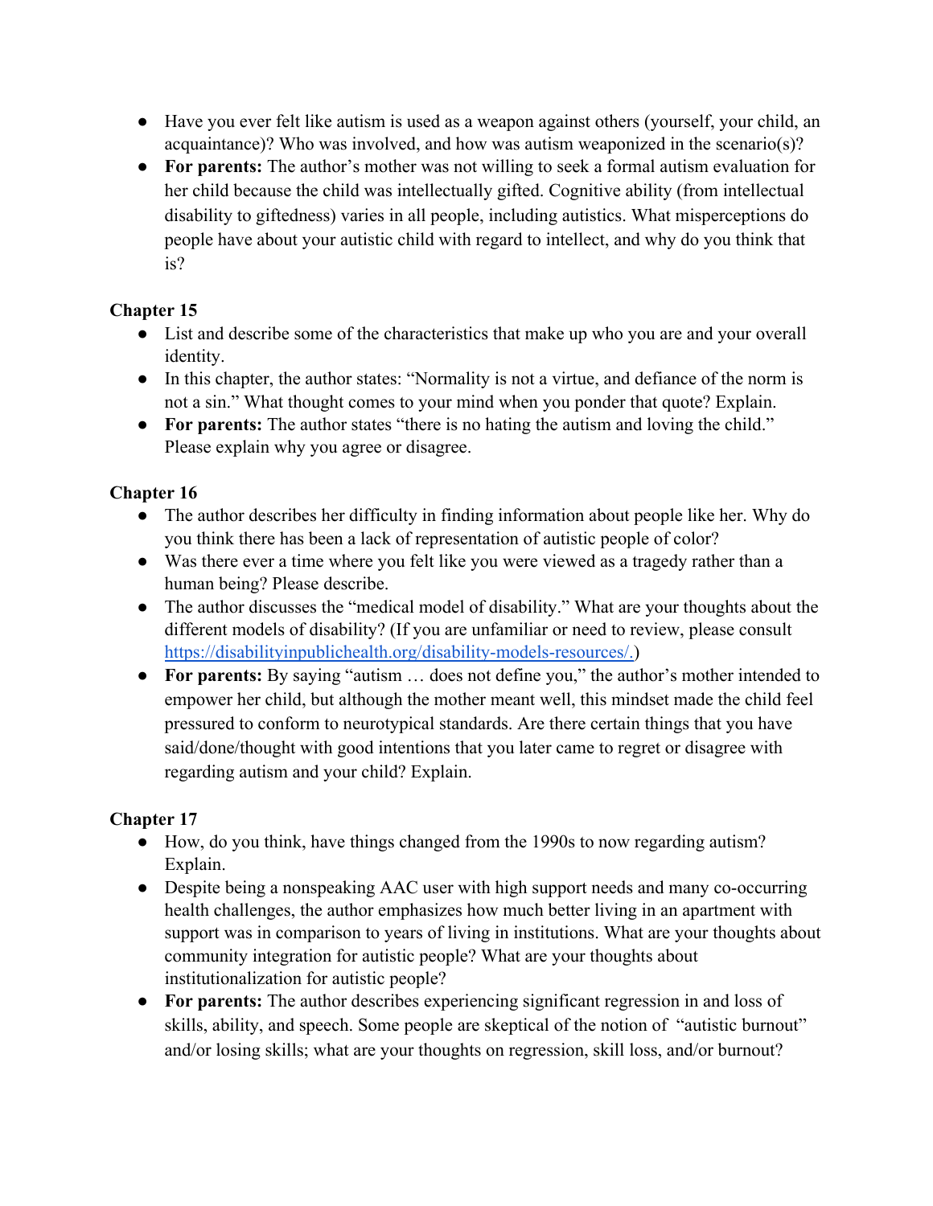- Have you ever felt like autism is used as a weapon against others (yourself, your child, an acquaintance)? Who was involved, and how was autism weaponized in the scenario(s)?
- **For parents:** The author's mother was not willing to seek a formal autism evaluation for her child because the child was intellectually gifted. Cognitive ability (from intellectual disability to giftedness) varies in all people, including autistics. What misperceptions do people have about your autistic child with regard to intellect, and why do you think that is?

**Chapter 15**

- List and describe some of the characteristics that make up who you are and your overall identity.
- In this chapter, the author states: "Normality is not a virtue, and defiance of the norm is not a sin." What thought comes to your mind when you ponder that quote? Explain.
- **For parents:** The author states "there is no hating the autism and loving the child." Please explain why you agree or disagree.

**Chapter 16**

- The author describes her difficulty in finding information about people like her. Why do you think there has been a lack of representation of autistic people of color?
- Was there ever a time where you felt like you were viewed as a tragedy rather than a human being? Please describe.
- The author discusses the "medical model of disability." What are your thoughts about the different models of disability? (If you are unfamiliar or need to review, please consult https://disabilityinpublichealth.org/disability-models-resources/.)
- **For parents:** By saying "autism … does not define you," the author's mother intended to empower her child, but although the mother meant well, this mindset made the child feel pressured to conform to neurotypical standards. Are there certain things that you have said/done/thought with good intentions that you later came to regret or disagree with regarding autism and your child? Explain.

**Chapter 17**

- How, do you think, have things changed from the 1990s to now regarding autism? Explain.
- Despite being a nonspeaking AAC user with high support needs and many co-occurring health challenges, the author emphasizes how much better living in an apartment with support was in comparison to years of living in institutions. What are your thoughts about community integration for autistic people? What are your thoughts about institutionalization for autistic people?
- **For parents:** The author describes experiencing significant regression in and loss of skills, ability, and speech. Some people are skeptical of the notion of "autistic burnout" and/or losing skills; what are your thoughts on regression, skill loss, and/or burnout?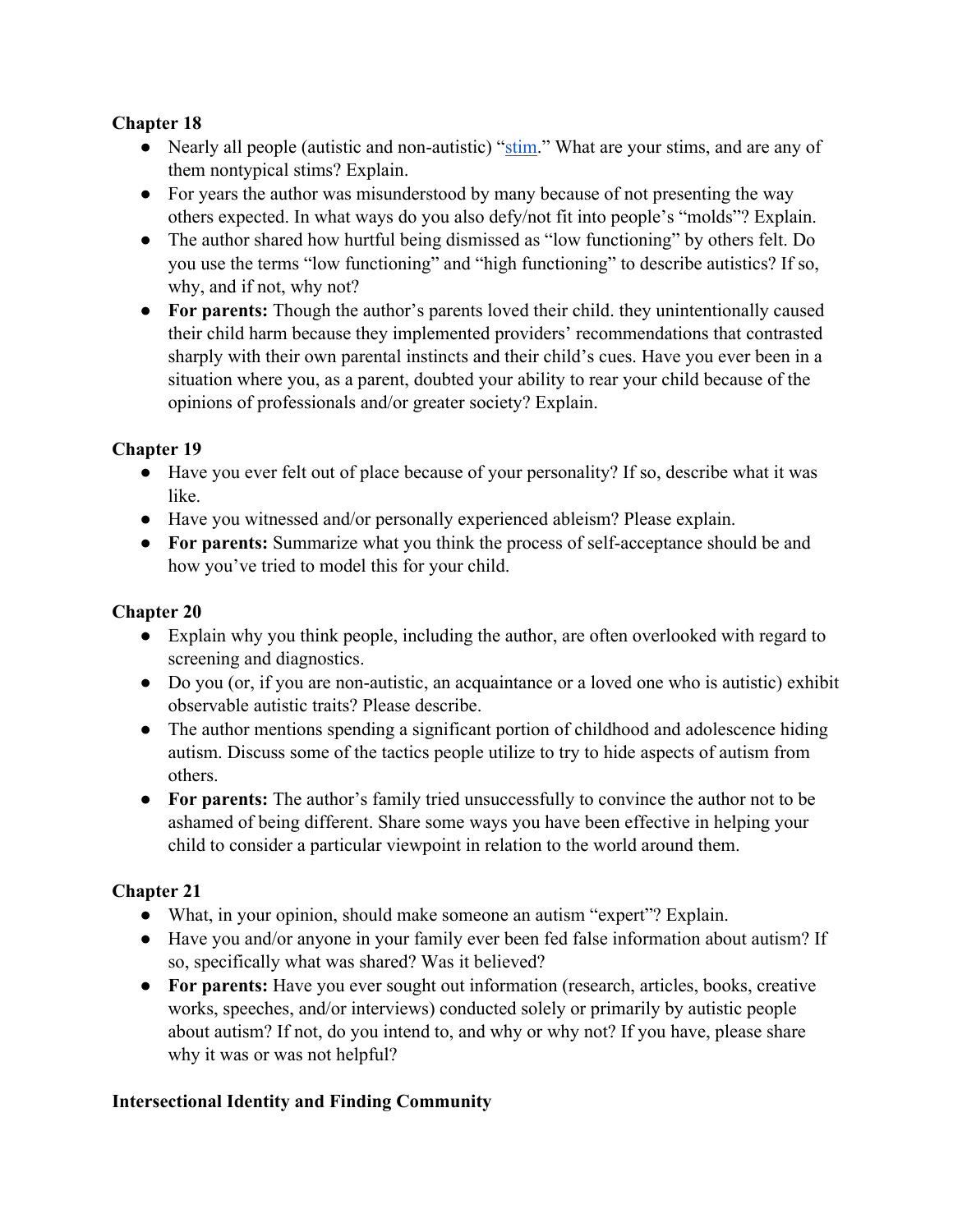**Chapter 18**

- Nearly all people (autistic and non-autistic) "stim." What are your stims, and are any of them nontypical stims? Explain.
- For years the author was misunderstood by many because of not presenting the way others expected. In what ways do you also defy/not fit into people's "molds"? Explain.
- The author shared how hurtful being dismissed as "low functioning" by others felt. Do you use the terms "low functioning" and "high functioning" to describe autistics? If so, why, and if not, why not?
- **For parents:** Though the author's parents loved their child. they unintentionally caused their child harm because they implemented providers' recommendations that contrasted sharply with their own parental instincts and their child's cues. Have you ever been in a situation where you, as a parent, doubted your ability to rear your child because of the opinions of professionals and/or greater society? Explain.

**Chapter 19**

- Have you ever felt out of place because of your personality? If so, describe what it was like.
- Have you witnessed and/or personally experienced ableism? Please explain.
- **For parents:** Summarize what you think the process of self-acceptance should be and how you've tried to model this for your child.

**Chapter 20**

- Explain why you think people, including the author, are often overlooked with regard to screening and diagnostics.
- Do you (or, if you are non-autistic, an acquaintance or a loved one who is autistic) exhibit observable autistic traits? Please describe.
- The author mentions spending a significant portion of childhood and adolescence hiding autism. Discuss some of the tactics people utilize to try to hide aspects of autism from others.
- **For parents:** The author's family tried unsuccessfully to convince the author not to be ashamed of being different. Share some ways you have been effective in helping your child to consider a particular viewpoint in relation to the world around them.

**Chapter 21**

- What, in your opinion, should make someone an autism "expert"? Explain.
- Have you and/or anyone in your family ever been fed false information about autism? If so, specifically what was shared? Was it believed?
- **For parents:** Have you ever sought out information (research, articles, books, creative works, speeches, and/or interviews) conducted solely or primarily by autistic people about autism? If not, do you intend to, and why or why not? If you have, please share why it was or was not helpful?

**Intersectional Identity and Finding Community**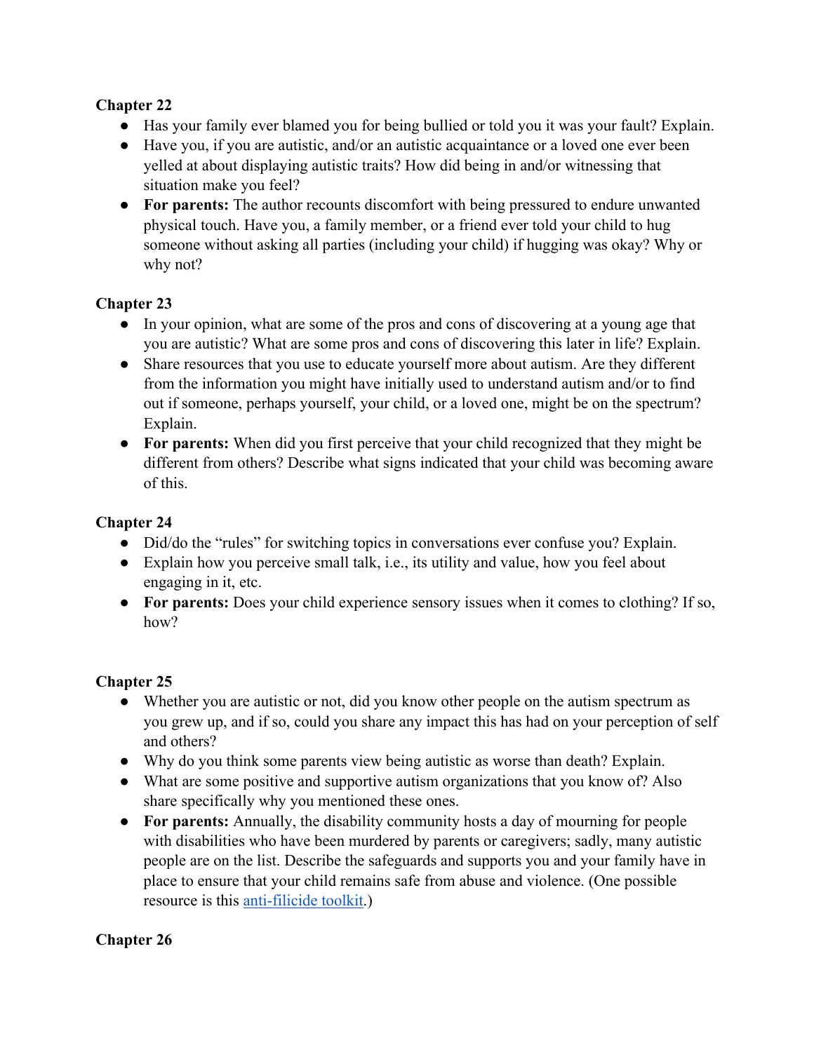**Chapter 22**

- Has your family ever blamed you for being bullied or told you it was your fault? Explain.
- Have you, if you are autistic, and/or an autistic acquaintance or a loved one ever been yelled at about displaying autistic traits? How did being in and/or witnessing that situation make you feel?
- **For parents:** The author recounts discomfort with being pressured to endure unwanted physical touch. Have you, a family member, or a friend ever told your child to hug someone without asking all parties (including your child) if hugging was okay? Why or why not?

**Chapter 23**

- In your opinion, what are some of the pros and cons of discovering at a young age that you are autistic? What are some pros and cons of discovering this later in life? Explain.
- Share resources that you use to educate yourself more about autism. Are they different from the information you might have initially used to understand autism and/or to find out if someone, perhaps yourself, your child, or a loved one, might be on the spectrum? Explain.
- **For parents:** When did you first perceive that your child recognized that they might be different from others? Describe what signs indicated that your child was becoming aware of this.

**Chapter 24**

- Did/do the "rules" for switching topics in conversations ever confuse you? Explain.
- Explain how you perceive small talk, i.e., its utility and value, how you feel about engaging in it, etc.
- **For parents:** Does your child experience sensory issues when it comes to clothing? If so, how?

**Chapter 25**

- Whether you are autistic or not, did you know other people on the autism spectrum as you grew up, and if so, could you share any impact this has had on your perception of self and others?
- Why do you think some parents view being autistic as worse than death? Explain.
- What are some positive and supportive autism organizations that you know of? Also share specifically why you mentioned these ones.
- **For parents:** Annually, the disability community hosts a day of mourning for people with disabilities who have been murdered by parents or caregivers; sadly, many autistic people are on the list. Describe the safeguards and supports you and your family have in place to ensure that your child remains safe from abuse and violence. (One possible resource is this anti-filicide toolkit.)

**Chapter 26**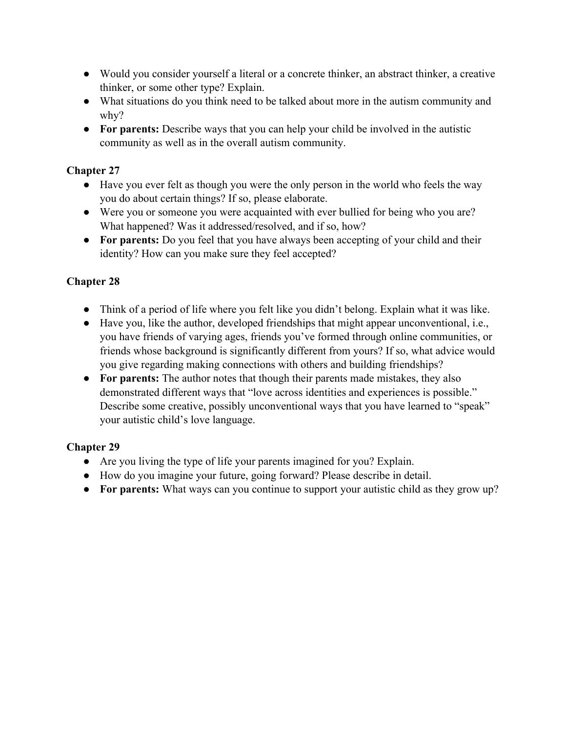- Would you consider yourself a literal or a concrete thinker, an abstract thinker, a creative thinker, or some other type? Explain.
- What situations do you think need to be talked about more in the autism community and why?
- **For parents:** Describe ways that you can help your child be involved in the autistic community as well as in the overall autism community.

**Chapter 27**

- Have you ever felt as though you were the only person in the world who feels the way you do about certain things? If so, please elaborate.
- Were you or someone you were acquainted with ever bullied for being who you are? What happened? Was it addressed/resolved, and if so, how?
- **For parents:** Do you feel that you have always been accepting of your child and their identity? How can you make sure they feel accepted?

**Chapter 28**

- Think of a period of life where you felt like you didn't belong. Explain what it was like.
- Have you, like the author, developed friendships that might appear unconventional, i.e., you have friends of varying ages, friends you've formed through online communities, or friends whose background is significantly different from yours? If so, what advice would you give regarding making connections with others and building friendships?
- **For parents:** The author notes that though their parents made mistakes, they also demonstrated different ways that "love across identities and experiences is possible." Describe some creative, possibly unconventional ways that you have learned to "speak" your autistic child's love language.

**Chapter 29**

- Are you living the type of life your parents imagined for you? Explain.
- How do you imagine your future, going forward? Please describe in detail.
- **For parents:** What ways can you continue to support your autistic child as they grow up?